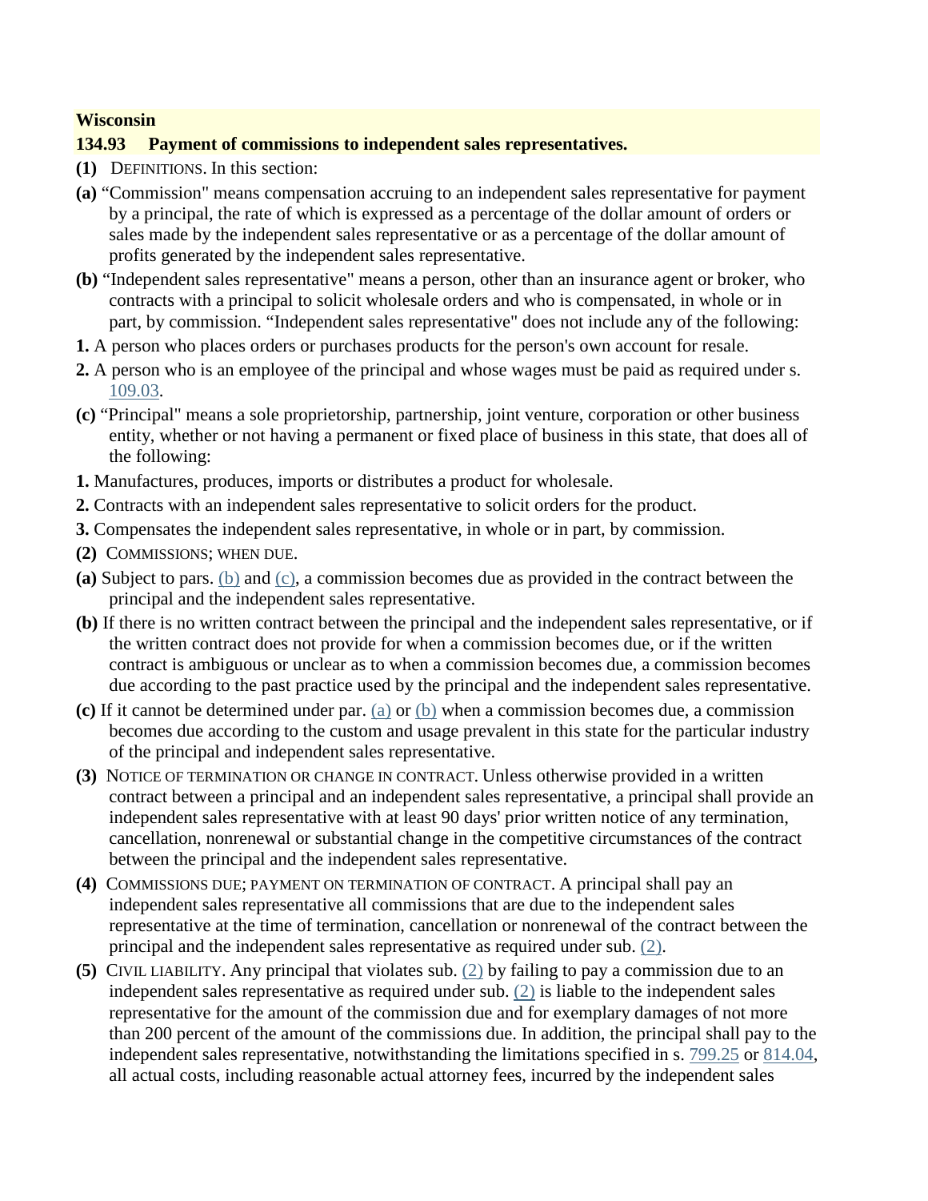**Wisconsin**

**134.93 Payment of commissions to independent sales representatives.**

**(1)** DEFINITIONS. In this section:

**(a)** "Commission" means compensation accruing to an independent sales representative for payment by a principal, the rate of which is expressed as a percentage of the dollar amount of orders or sales made by the independent sales representative or as a percentage of the dollar amount of profits generated by the independent sales representative.

**(b)** "Independent sales representative" means a person, other than an insurance agent or broker, who contracts with a principal to solicit wholesale orders and who is compensated, in whole or in part, by commission. "Independent sales representative" does not include any of the following:

**1.** A person who places orders or purchases products for the person's own account for resale.

**2.** A person who is an employee of the principal and whose wages must be paid as required under s. 109.03.

**(c)** "Principal" means a sole proprietorship, partnership, joint venture, corporation or other business entity, whether or not having a permanent or fixed place of business in this state, that does all of the following:

**1.** Manufactures, produces, imports or distributes a product for wholesale.

**2.** Contracts with an independent sales representative to solicit orders for the product.

**3.** Compensates the independent sales representative, in whole or in part, by commission.

**(2)** COMMISSIONS; WHEN DUE.

**(a)** Subject to pars. (b) and (c), a commission becomes due as provided in the contract between the principal and the independent sales representative.

**(b)** If there is no written contract between the principal and the independent sales representative, or if the written contract does not provide for when a commission becomes due, or if the written contract is ambiguous or unclear as to when a commission becomes due, a commission becomes due according to the past practice used by the principal and the independent sales representative.

**(c)** If it cannot be determined under par. (a) or (b) when a commission becomes due, a commission becomes due according to the custom and usage prevalent in this state for the particular industry of the principal and independent sales representative.

**(3)** NOTICE OF TERMINATION OR CHANGE IN CONTRACT. Unless otherwise provided in a written contract between a principal and an independent sales representative, a principal shall provide an independent sales representative with at least 90 days' prior written notice of any termination, cancellation, nonrenewal or substantial change in the competitive circumstances of the contract between the principal and the independent sales representative.

**(4)** COMMISSIONS DUE; PAYMENT ON TERMINATION OF CONTRACT. A principal shall pay an independent sales representative all commissions that are due to the independent sales representative at the time of termination, cancellation or nonrenewal of the contract between the principal and the independent sales representative as required under sub. (2).

**(5)** CIVIL LIABILITY. Any principal that violates sub. (2) by failing to pay a commission due to an independent sales representative as required under sub. (2) is liable to the independent sales representative for the amount of the commission due and for exemplary damages of not more than 200 percent of the amount of the commissions due. In addition, the principal shall pay to the independent sales representative, notwithstanding the limitations specified in s. 799.25 or 814.04, all actual costs, including reasonable actual attorney fees, incurred by the independent sales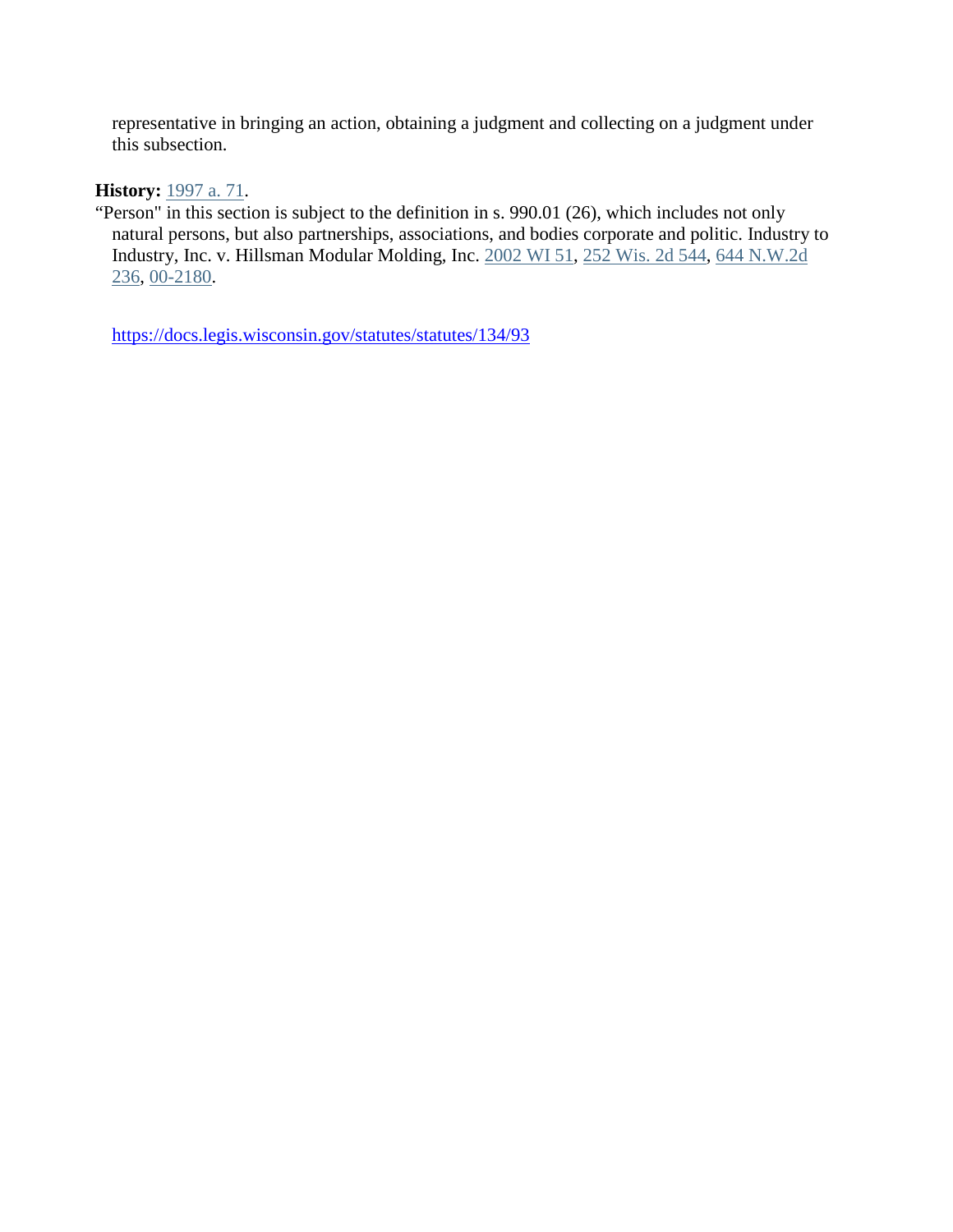representative in bringing an action, obtaining a judgment and collecting on a judgment under this subsection.

**History:** 1997 a. 71.

"Person" in this section is subject to the definition in s. 990.01 (26), which includes not only natural persons, but also partnerships, associations, and bodies corporate and politic. Industry to Industry, Inc. v. Hillsman Modular Molding, Inc. 2002 WI 51, 252 Wis. 2d 544, 644 N.W.2d 236, 00-2180.

https://docs.legis.wisconsin.gov/statutes/statutes/134/93